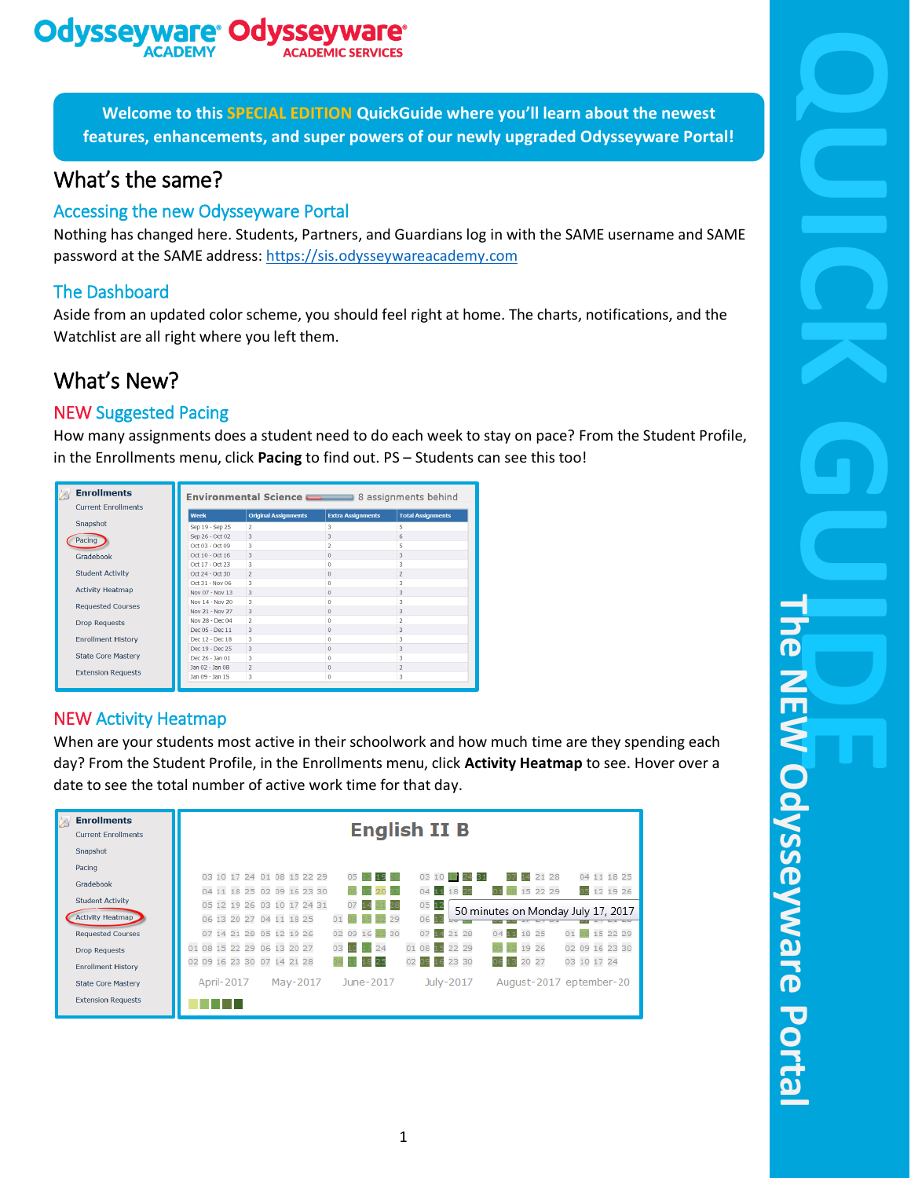Odysseyware ACADEMY Odysseyware ACADEMIC SERVICES

**Welcome to this SPECIAL EDITION QuickGuide where you'll learn about the newest features, enhancements, and super powers of our newly upgraded Odysseyware Portal!**

# What's the same?

## Accessing the new Odysseyware Portal

Nothing has changed here. Students, Partners, and Guardians log in with the SAME username and SAME password at the SAME address: https://sis.odysseywareacademy.com

## The Dashboard

Aside from an updated color scheme, you should feel right at home. The charts, notifications, and the Watchlist are all right where you left them.

# What's New?

## NEW Suggested Pacing

How many assignments does a student need to do each week to stay on pace? From the Student Profile, in the Enrollments menu, click **Pacing** to find out. PS – Students can see this too!

**Enrollments**
- Current Enrollments
- Snapshot
- Pacing
- Gradebook
- Student Activity
- Activity Heatmap
- Requested Courses
- Drop Requests
- Enrollment History
- State Core Mastery
- Extension Requests

**Environmental Science** 8 assignments behind

| Week | Original Assignments | Extra Assignments | Total Assignments |
|---|---|---|---|
| Sep 19 - Sep 25 | 2 | 3 | 5 |
| Sep 26 - Oct 02 | 3 | 3 | 6 |
| Oct 03 - Oct 09 | 3 | 2 | 5 |
| Oct 10 - Oct 16 | 3 | 0 | 3 |
| Oct 17 - Oct 23 | 3 | 0 | 3 |
| Oct 24 - Oct 30 | 2 | 0 | 2 |
| Oct 31 - Nov 06 | 3 | 0 | 3 |
| Nov 07 - Nov 13 | 3 | 0 | 3 |
| Nov 14 - Nov 20 | 3 | 0 | 3 |
| Nov 21 - Nov 27 | 3 | 0 | 3 |
| Nov 28 - Dec 04 | 2 | 0 | 2 |
| Dec 05 - Dec 11 | 3 | 0 | 3 |
| Dec 12 - Dec 18 | 3 | 0 | 3 |
| Dec 19 - Dec 25 | 3 | 0 | 3 |
| Dec 26 - Jan 01 | 3 | 0 | 3 |
| Jan 02 - Jan 08 | 2 | 0 | 2 |
| Jan 09 - Jan 15 | 3 | 0 | 3 |

## NEW Activity Heatmap

When are your students most active in their schoolwork and how much time are they spending each day? From the Student Profile, in the Enrollments menu, click **Activity Heatmap** to see. Hover over a date to see the total number of active work time for that day.

**Enrollments**
- Current Enrollments
- Snapshot
- Pacing
- Gradebook
- Student Activity
- Activity Heatmap
- Requested Courses
- Drop Requests
- Enrollment History
- State Core Mastery
- Extension Requests

**English II B**

50 minutes on Monday July 17, 2017

April-2017 May-2017 June-2017 July-2017 August-2017 eptember-20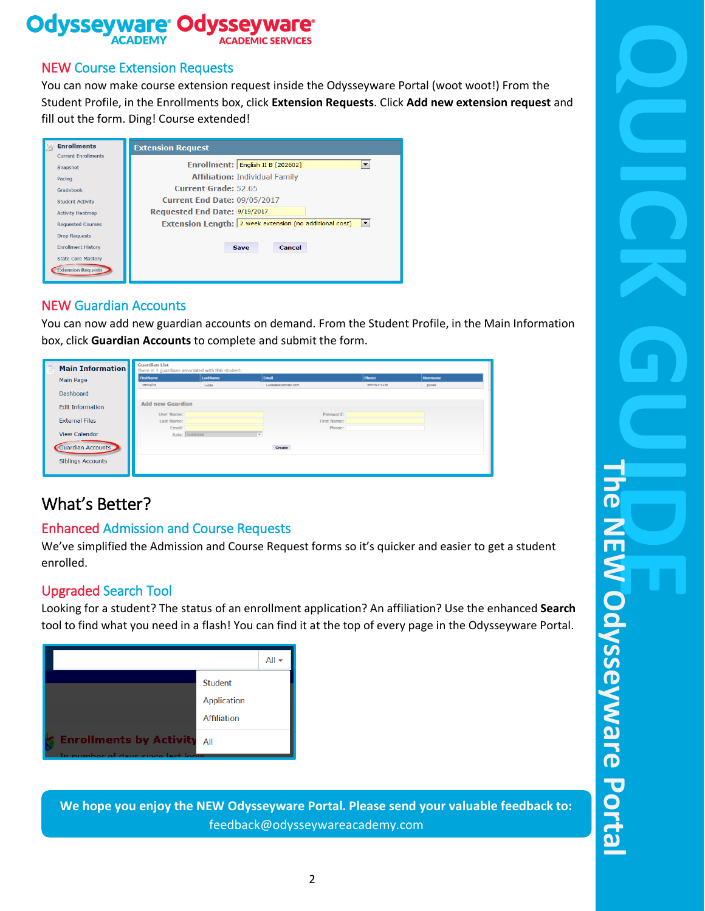## NEW Course Extension Requests

You can now make course extension request inside the Odysseyware Portal (woot woot!) From the Student Profile, in the Enrollments box, click **Extension Requests**. Click **Add new extension request** and fill out the form. Ding! Course extended!

## NEW Guardian Accounts

You can now add new guardian accounts on demand. From the Student Profile, in the Main Information box, click **Guardian Accounts** to complete and submit the form.

# What's Better?

## Enhanced Admission and Course Requests

We've simplified the Admission and Course Request forms so it's quicker and easier to get a student enrolled.

## Upgraded Search Tool

Looking for a student? The status of an enrollment application? An affiliation? Use the enhanced **Search** tool to find what you need in a flash! You can find it at the top of every page in the Odysseyware Portal.

**We hope you enjoy the NEW Odysseyware Portal. Please send your valuable feedback to:**
feedback@odysseywareacademy.com